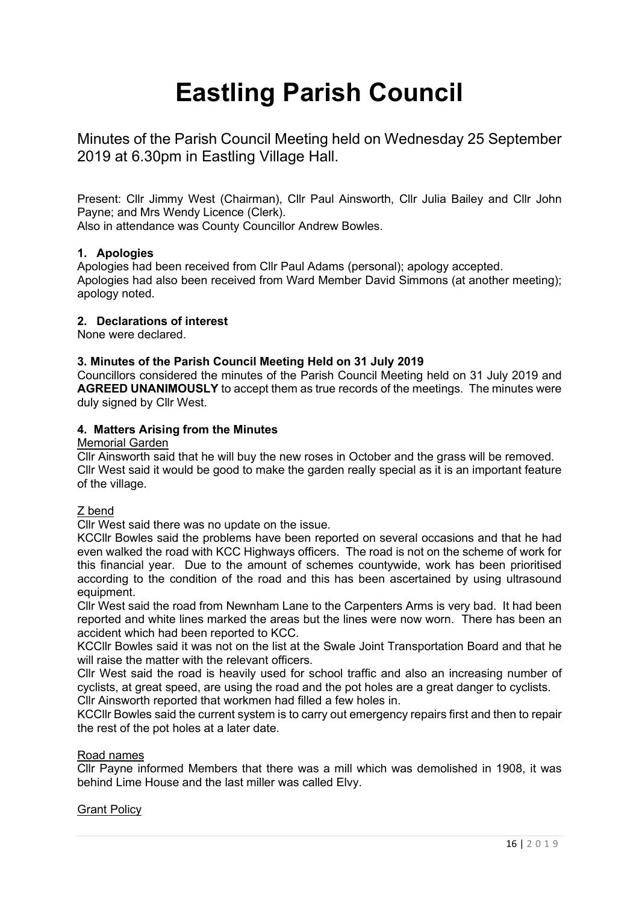# Eastling Parish Council

Minutes of the Parish Council Meeting held on Wednesday 25 September 2019 at 6.30pm in Eastling Village Hall.

Present: Cllr Jimmy West (Chairman), Cllr Paul Ainsworth, Cllr Julia Bailey and Cllr John Payne; and Mrs Wendy Licence (Clerk).
Also in attendance was County Councillor Andrew Bowles.

### 1. Apologies

Apologies had been received from Cllr Paul Adams (personal); apology accepted.
Apologies had also been received from Ward Member David Simmons (at another meeting); apology noted.

### 2. Declarations of interest

None were declared.

### 3. Minutes of the Parish Council Meeting Held on 31 July 2019

Councillors considered the minutes of the Parish Council Meeting held on 31 July 2019 and **AGREED UNANIMOUSLY** to accept them as true records of the meetings. The minutes were duly signed by Cllr West.

### 4. Matters Arising from the Minutes

Memorial Garden

Cllr Ainsworth said that he will buy the new roses in October and the grass will be removed. Cllr West said it would be good to make the garden really special as it is an important feature of the village.

Z bend

Cllr West said there was no update on the issue.
KCCllr Bowles said the problems have been reported on several occasions and that he had even walked the road with KCC Highways officers. The road is not on the scheme of work for this financial year. Due to the amount of schemes countywide, work has been prioritised according to the condition of the road and this has been ascertained by using ultrasound equipment.
Cllr West said the road from Newnham Lane to the Carpenters Arms is very bad. It had been reported and white lines marked the areas but the lines were now worn. There has been an accident which had been reported to KCC.
KCCllr Bowles said it was not on the list at the Swale Joint Transportation Board and that he will raise the matter with the relevant officers.
Cllr West said the road is heavily used for school traffic and also an increasing number of cyclists, at great speed, are using the road and the pot holes are a great danger to cyclists.
Cllr Ainsworth reported that workmen had filled a few holes in.
KCCllr Bowles said the current system is to carry out emergency repairs first and then to repair the rest of the pot holes at a later date.

Road names

Cllr Payne informed Members that there was a mill which was demolished in 1908, it was behind Lime House and the last miller was called Elvy.

Grant Policy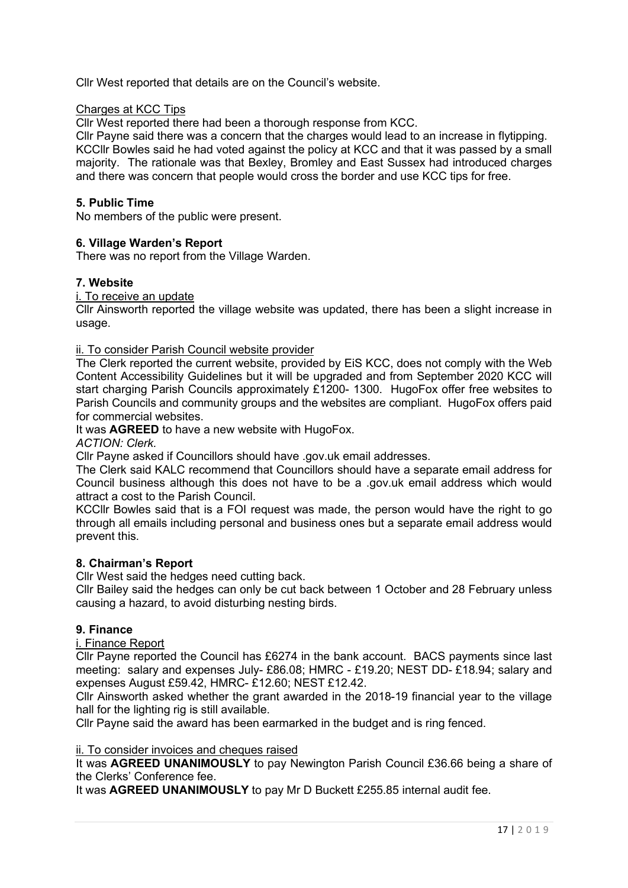Cllr West reported that details are on the Council's website.

Charges at KCC Tips

Cllr West reported there had been a thorough response from KCC.

Cllr Payne said there was a concern that the charges would lead to an increase in flytipping.

KCCllr Bowles said he had voted against the policy at KCC and that it was passed by a small majority. The rationale was that Bexley, Bromley and East Sussex had introduced charges and there was concern that people would cross the border and use KCC tips for free.

## 5. Public Time

No members of the public were present.

## 6. Village Warden's Report

There was no report from the Village Warden.

## 7. Website

i. To receive an update

Cllr Ainsworth reported the village website was updated, there has been a slight increase in usage.

ii. To consider Parish Council website provider

The Clerk reported the current website, provided by EiS KCC, does not comply with the Web Content Accessibility Guidelines but it will be upgraded and from September 2020 KCC will start charging Parish Councils approximately £1200- 1300. HugoFox offer free websites to Parish Councils and community groups and the websites are compliant. HugoFox offers paid for commercial websites.

It was **AGREED** to have a new website with HugoFox.

*ACTION: Clerk.*

Cllr Payne asked if Councillors should have .gov.uk email addresses.

The Clerk said KALC recommend that Councillors should have a separate email address for Council business although this does not have to be a .gov.uk email address which would attract a cost to the Parish Council.

KCCllr Bowles said that is a FOI request was made, the person would have the right to go through all emails including personal and business ones but a separate email address would prevent this.

## 8. Chairman's Report

Cllr West said the hedges need cutting back.

Cllr Bailey said the hedges can only be cut back between 1 October and 28 February unless causing a hazard, to avoid disturbing nesting birds.

## 9. Finance

i. Finance Report

Cllr Payne reported the Council has £6274 in the bank account. BACS payments since last meeting: salary and expenses July- £86.08; HMRC - £19.20; NEST DD- £18.94; salary and expenses August £59.42, HMRC- £12.60; NEST £12.42.

Cllr Ainsworth asked whether the grant awarded in the 2018-19 financial year to the village hall for the lighting rig is still available.

Cllr Payne said the award has been earmarked in the budget and is ring fenced.

ii. To consider invoices and cheques raised

It was **AGREED UNANIMOUSLY** to pay Newington Parish Council £36.66 being a share of the Clerks' Conference fee.

It was **AGREED UNANIMOUSLY** to pay Mr D Buckett £255.85 internal audit fee.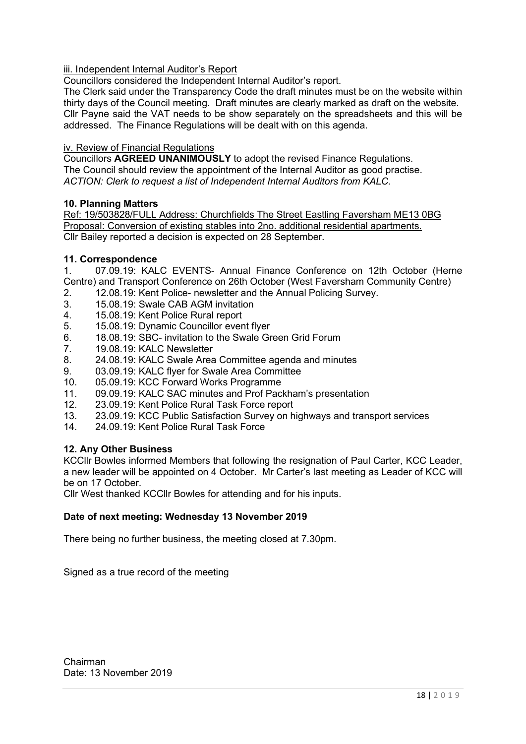iii. Independent Internal Auditor's Report

Councillors considered the Independent Internal Auditor's report.

The Clerk said under the Transparency Code the draft minutes must be on the website within thirty days of the Council meeting. Draft minutes are clearly marked as draft on the website. Cllr Payne said the VAT needs to be show separately on the spreadsheets and this will be addressed. The Finance Regulations will be dealt with on this agenda.

iv. Review of Financial Regulations

Councillors **AGREED UNANIMOUSLY** to adopt the revised Finance Regulations.
The Council should review the appointment of the Internal Auditor as good practise.
*ACTION: Clerk to request a list of Independent Internal Auditors from KALC.*

### 10. Planning Matters

Ref: 19/503828/FULL Address: Churchfields The Street Eastling Faversham ME13 0BG
Proposal: Conversion of existing stables into 2no. additional residential apartments.
Cllr Bailey reported a decision is expected on 28 September.

### 11. Correspondence

1. 07.09.19: KALC EVENTS- Annual Finance Conference on 12th October (Herne Centre) and Transport Conference on 26th October (West Faversham Community Centre)
2. 12.08.19: Kent Police- newsletter and the Annual Policing Survey.
3. 15.08.19: Swale CAB AGM invitation
4. 15.08.19: Kent Police Rural report
5. 15.08.19: Dynamic Councillor event flyer
6. 18.08.19: SBC- invitation to the Swale Green Grid Forum
7. 19.08.19: KALC Newsletter
8. 24.08.19: KALC Swale Area Committee agenda and minutes
9. 03.09.19: KALC flyer for Swale Area Committee
10. 05.09.19: KCC Forward Works Programme
11. 09.09.19: KALC SAC minutes and Prof Packham's presentation
12. 23.09.19: Kent Police Rural Task Force report
13. 23.09.19: KCC Public Satisfaction Survey on highways and transport services
14. 24.09.19: Kent Police Rural Task Force

### 12. Any Other Business

KCCllr Bowles informed Members that following the resignation of Paul Carter, KCC Leader, a new leader will be appointed on 4 October. Mr Carter's last meeting as Leader of KCC will be on 17 October.

Cllr West thanked KCCllr Bowles for attending and for his inputs.

**Date of next meeting: Wednesday 13 November 2019**

There being no further business, the meeting closed at 7.30pm.

Signed as a true record of the meeting

Chairman
Date: 13 November 2019